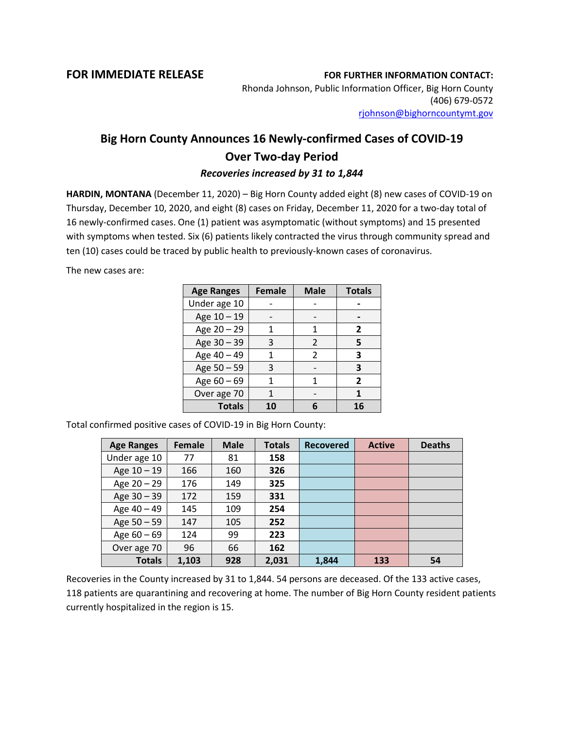**FOR IMMEDIATE RELEASE**

**FOR FURTHER INFORMATION CONTACT:**
Rhonda Johnson, Public Information Officer, Big Horn County
(406) 679-0572
rjohnson@bighorncountymt.gov

# Big Horn County Announces 16 Newly-confirmed Cases of COVID-19 Over Two-day Period

### *Recoveries increased by 31 to 1,844*

**HARDIN, MONTANA** (December 11, 2020) – Big Horn County added eight (8) new cases of COVID-19 on Thursday, December 10, 2020, and eight (8) cases on Friday, December 11, 2020 for a two-day total of 16 newly-confirmed cases. One (1) patient was asymptomatic (without symptoms) and 15 presented with symptoms when tested. Six (6) patients likely contracted the virus through community spread and ten (10) cases could be traced by public health to previously-known cases of coronavirus.

The new cases are:

| Age Ranges | Female | Male | Totals |
|---|---|---|---|
| Under age 10 | - | - | **-** |
| Age 10 – 19 | - | - | **-** |
| Age 20 – 29 | 1 | 1 | **2** |
| Age 30 – 39 | 3 | 2 | **5** |
| Age 40 – 49 | 1 | 2 | **3** |
| Age 50 – 59 | 3 | - | **3** |
| Age 60 – 69 | 1 | 1 | **2** |
| Over age 70 | 1 | - | **1** |
| **Totals** | **10** | **6** | **16** |

Total confirmed positive cases of COVID-19 in Big Horn County:

| Age Ranges | Female | Male | Totals | Recovered | Active | Deaths |
|---|---|---|---|---|---|---|
| Under age 10 | 77 | 81 | **158** | | | |
| Age 10 – 19 | 166 | 160 | **326** | | | |
| Age 20 – 29 | 176 | 149 | **325** | | | |
| Age 30 – 39 | 172 | 159 | **331** | | | |
| Age 40 – 49 | 145 | 109 | **254** | | | |
| Age 50 – 59 | 147 | 105 | **252** | | | |
| Age 60 – 69 | 124 | 99 | **223** | | | |
| Over age 70 | 96 | 66 | **162** | | | |
| **Totals** | **1,103** | **928** | **2,031** | **1,844** | **133** | **54** |

Recoveries in the County increased by 31 to 1,844. 54 persons are deceased. Of the 133 active cases, 118 patients are quarantining and recovering at home. The number of Big Horn County resident patients currently hospitalized in the region is 15.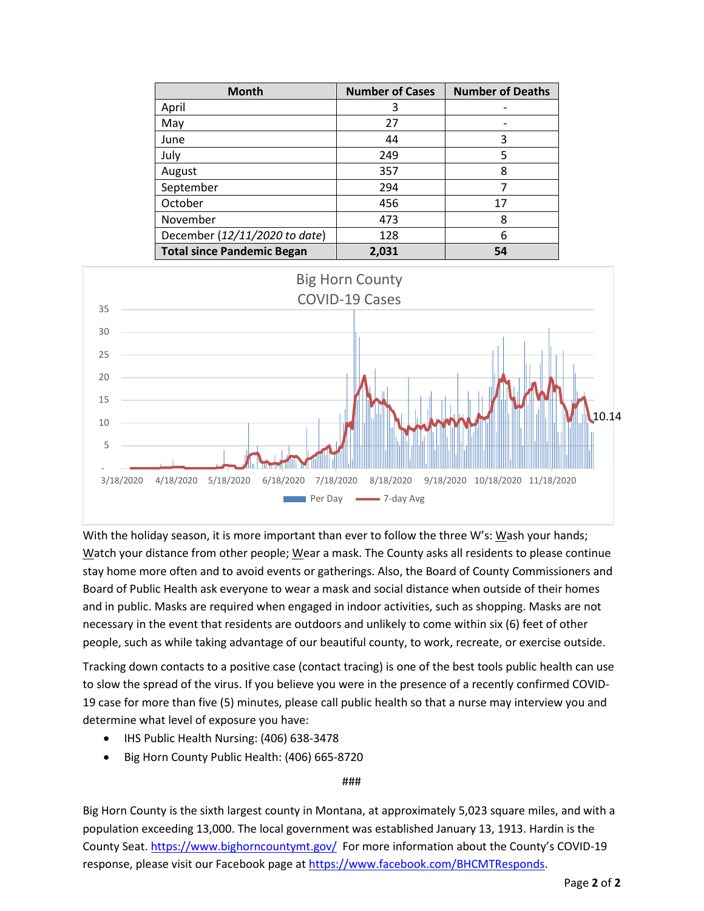| Month | Number of Cases | Number of Deaths |
|---|---|---|
| April | 3 | - |
| May | 27 | - |
| June | 44 | 3 |
| July | 249 | 5 |
| August | 357 | 8 |
| September | 294 | 7 |
| October | 456 | 17 |
| November | 473 | 8 |
| December (*12/11/2020 to date*) | 128 | 6 |
| **Total since Pandemic Began** | **2,031** | **54** |

Big Horn County
COVID-19 Cases

35
30
25
20
15
10
5
-

3/18/2020 4/18/2020 5/18/2020 6/18/2020 7/18/2020 8/18/2020 9/18/2020 10/18/2020 11/18/2020

10.14

Per Day 7-day Avg

With the holiday season, it is more important than ever to follow the three W's: Wash your hands; Watch your distance from other people; Wear a mask. The County asks all residents to please continue stay home more often and to avoid events or gatherings. Also, the Board of County Commissioners and Board of Public Health ask everyone to wear a mask and social distance when outside of their homes and in public. Masks are required when engaged in indoor activities, such as shopping. Masks are not necessary in the event that residents are outdoors and unlikely to come within six (6) feet of other people, such as while taking advantage of our beautiful county, to work, recreate, or exercise outside.

Tracking down contacts to a positive case (contact tracing) is one of the best tools public health can use to slow the spread of the virus. If you believe you were in the presence of a recently confirmed COVID-19 case for more than five (5) minutes, please call public health so that a nurse may interview you and determine what level of exposure you have:

- IHS Public Health Nursing: (406) 638-3478
- Big Horn County Public Health: (406) 665-8720

###

Big Horn County is the sixth largest county in Montana, at approximately 5,023 square miles, and with a population exceeding 13,000. The local government was established January 13, 1913. Hardin is the County Seat. https://www.bighorncountymt.gov/ For more information about the County's COVID-19 response, please visit our Facebook page at https://www.facebook.com/BHCMTResponds.